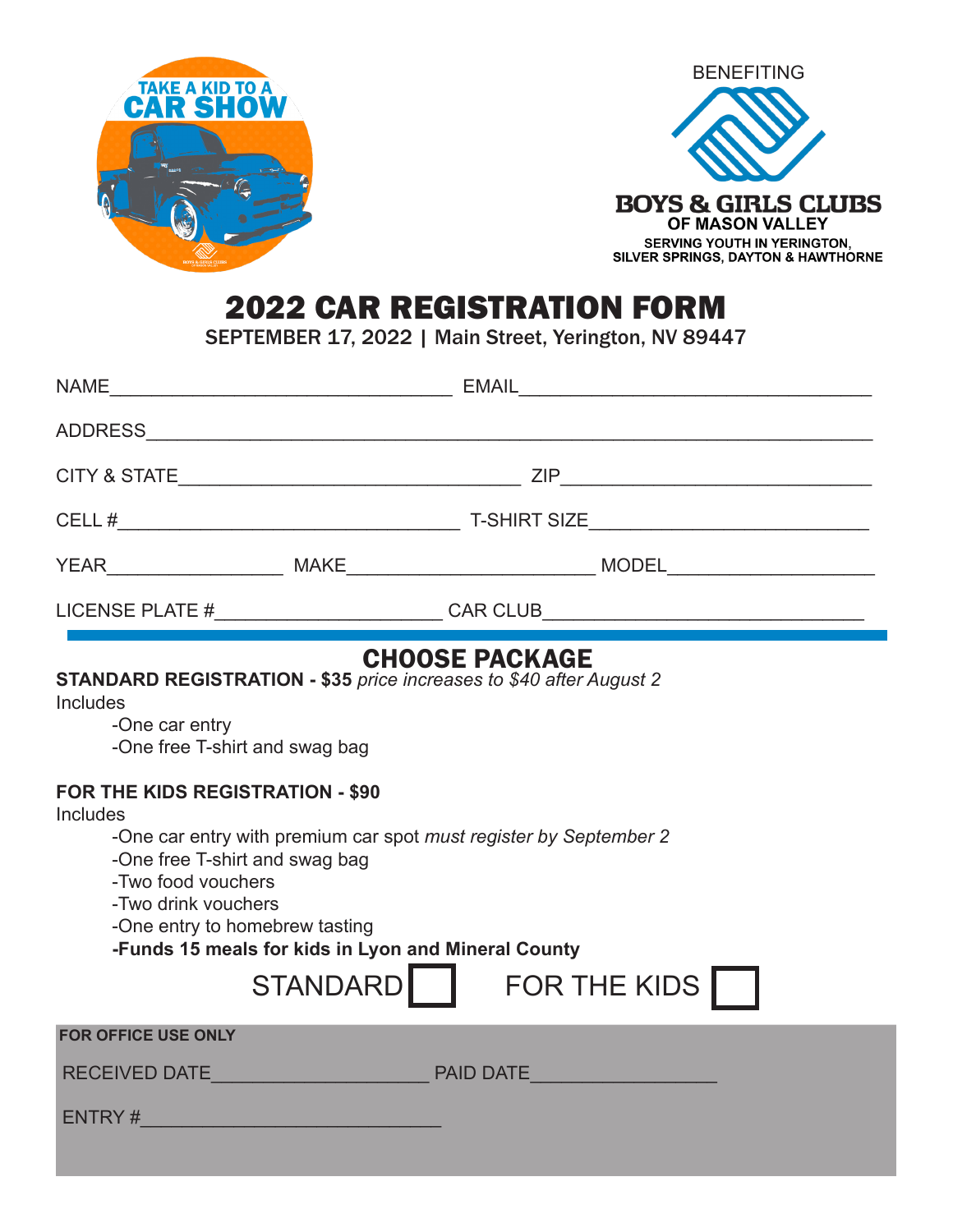TAKE A KID TO A CAR SHOW

BENEFITING

**BOYS & GIRLS CLUBS**
**OF MASON VALLEY**
SERVING YOUTH IN YERINGTON, SILVER SPRINGS, DAYTON & HAWTHORNE

# 2022 CAR REGISTRATION FORM

SEPTEMBER 17, 2022 | Main Street, Yerington, NV 89447

NAME________________________________ EMAIL________________________________

ADDRESS________________________________________________________________

CITY & STATE________________________________ ZIP____________________________

CELL #________________________________ T-SHIRT SIZE__________________________

YEAR________________ MAKE______________________ MODEL___________________

LICENSE PLATE #_____________________ CAR CLUB______________________________

## CHOOSE PACKAGE

**STANDARD REGISTRATION - $35** *price increases to $40 after August 2*

Includes
- -One car entry
- -One free T-shirt and swag bag

**FOR THE KIDS REGISTRATION - $90**

Includes
- -One car entry with premium car spot *must register by September 2*
- -One free T-shirt and swag bag
- -Two food vouchers
- -Two drink vouchers
- -One entry to homebrew tasting
- **-Funds 15 meals for kids in Lyon and Mineral County**

STANDARD ☐ FOR THE KIDS ☐

**FOR OFFICE USE ONLY**

RECEIVED DATE____________________ PAID DATE_________________

ENTRY #____________________________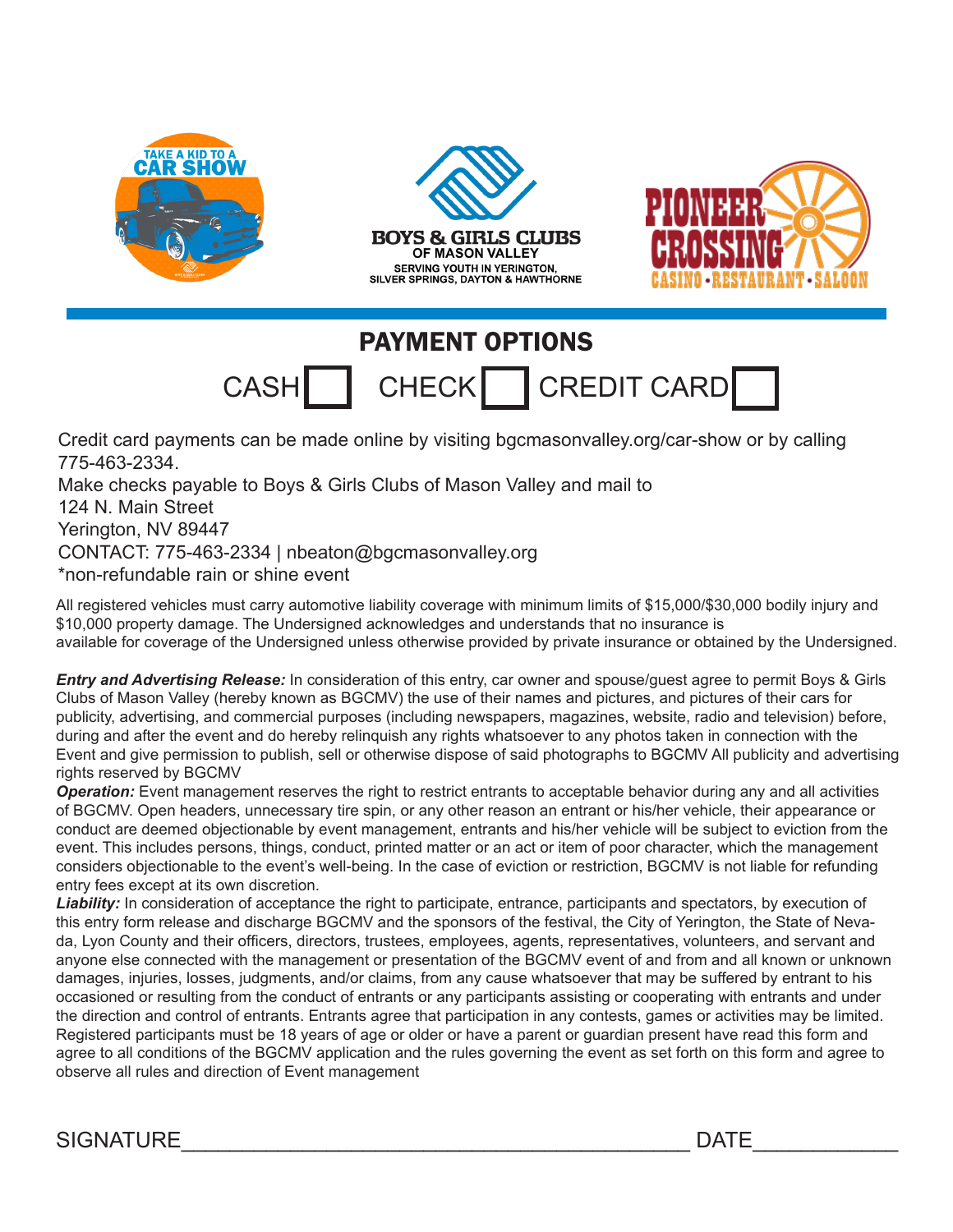TAKE A KID TO A CAR SHOW

BOYS & GIRLS CLUBS OF MASON VALLEY
SERVING YOUTH IN YERINGTON, SILVER SPRINGS, DAYTON & HAWTHORNE

PIONEER CROSSING
CASINO • RESTAURANT • SALOON

## PAYMENT OPTIONS

CASH ☐ CHECK ☐ CREDIT CARD ☐

Credit card payments can be made online by visiting bgcmasonvalley.org/car-show or by calling 775-463-2334.
Make checks payable to Boys & Girls Clubs of Mason Valley and mail to
124 N. Main Street
Yerington, NV 89447
CONTACT: 775-463-2334 | nbeaton@bgcmasonvalley.org
*non-refundable rain or shine event

All registered vehicles must carry automotive liability coverage with minimum limits of $15,000/$30,000 bodily injury and $10,000 property damage. The Undersigned acknowledges and understands that no insurance is available for coverage of the Undersigned unless otherwise provided by private insurance or obtained by the Undersigned.

***Entry and Advertising Release:*** In consideration of this entry, car owner and spouse/guest agree to permit Boys & Girls Clubs of Mason Valley (hereby known as BGCMV) the use of their names and pictures, and pictures of their cars for publicity, advertising, and commercial purposes (including newspapers, magazines, website, radio and television) before, during and after the event and do hereby relinquish any rights whatsoever to any photos taken in connection with the Event and give permission to publish, sell or otherwise dispose of said photographs to BGCMV All publicity and advertising rights reserved by BGCMV

***Operation:*** Event management reserves the right to restrict entrants to acceptable behavior during any and all activities of BGCMV. Open headers, unnecessary tire spin, or any other reason an entrant or his/her vehicle, their appearance or conduct are deemed objectionable by event management, entrants and his/her vehicle will be subject to eviction from the event. This includes persons, things, conduct, printed matter or an act or item of poor character, which the management considers objectionable to the event's well-being. In the case of eviction or restriction, BGCMV is not liable for refunding entry fees except at its own discretion.

***Liability:*** In consideration of acceptance the right to participate, entrance, participants and spectators, by execution of this entry form release and discharge BGCMV and the sponsors of the festival, the City of Yerington, the State of Nevada, Lyon County and their officers, directors, trustees, employees, agents, representatives, volunteers, and servant and anyone else connected with the management or presentation of the BGCMV event of and from and all known or unknown damages, injuries, losses, judgments, and/or claims, from any cause whatsoever that may be suffered by entrant to his occasioned or resulting from the conduct of entrants or any participants assisting or cooperating with entrants and under the direction and control of entrants. Entrants agree that participation in any contests, games or activities may be limited. Registered participants must be 18 years of age or older or have a parent or guardian present have read this form and agree to all conditions of the BGCMV application and the rules governing the event as set forth on this form and agree to observe all rules and direction of Event management

SIGNATURE_________________________________________ DATE____________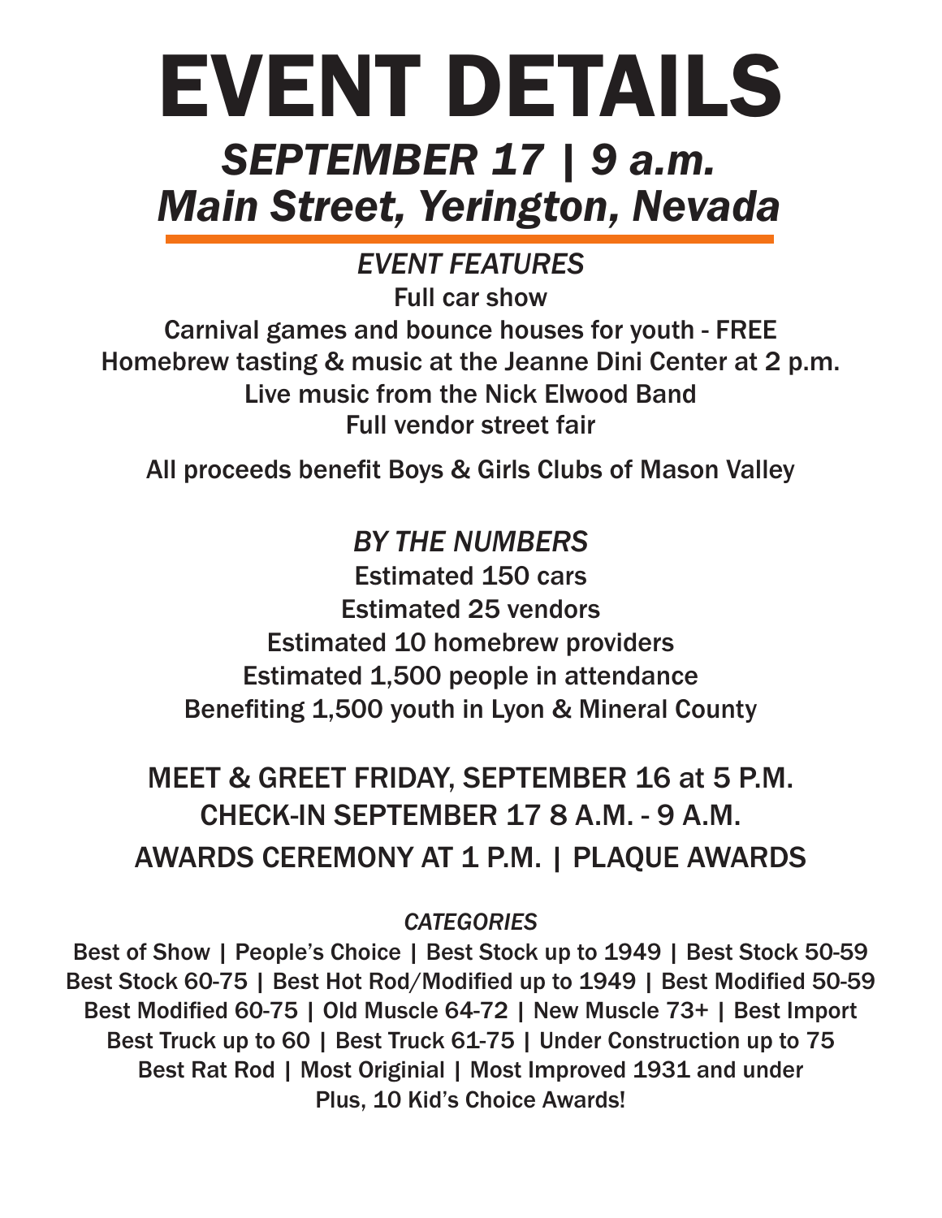# EVENT DETAILS

## *SEPTEMBER 17 | 9 a.m.*
## *Main Street, Yerington, Nevada*

### *EVENT FEATURES*

Full car show
Carnival games and bounce houses for youth - FREE
Homebrew tasting & music at the Jeanne Dini Center at 2 p.m.
Live music from the Nick Elwood Band
Full vendor street fair

All proceeds benefit Boys & Girls Clubs of Mason Valley

### *BY THE NUMBERS*

Estimated 150 cars
Estimated 25 vendors
Estimated 10 homebrew providers
Estimated 1,500 people in attendance
Benefiting 1,500 youth in Lyon & Mineral County

MEET & GREET FRIDAY, SEPTEMBER 16 at 5 P.M.
CHECK-IN SEPTEMBER 17 8 A.M. - 9 A.M.
AWARDS CEREMONY AT 1 P.M. | PLAQUE AWARDS

### *CATEGORIES*

Best of Show | People's Choice | Best Stock up to 1949 | Best Stock 50-59
Best Stock 60-75 | Best Hot Rod/Modified up to 1949 | Best Modified 50-59
Best Modified 60-75 | Old Muscle 64-72 | New Muscle 73+ | Best Import
Best Truck up to 60 | Best Truck 61-75 | Under Construction up to 75
Best Rat Rod | Most Originial | Most Improved 1931 and under
Plus, 10 Kid's Choice Awards!